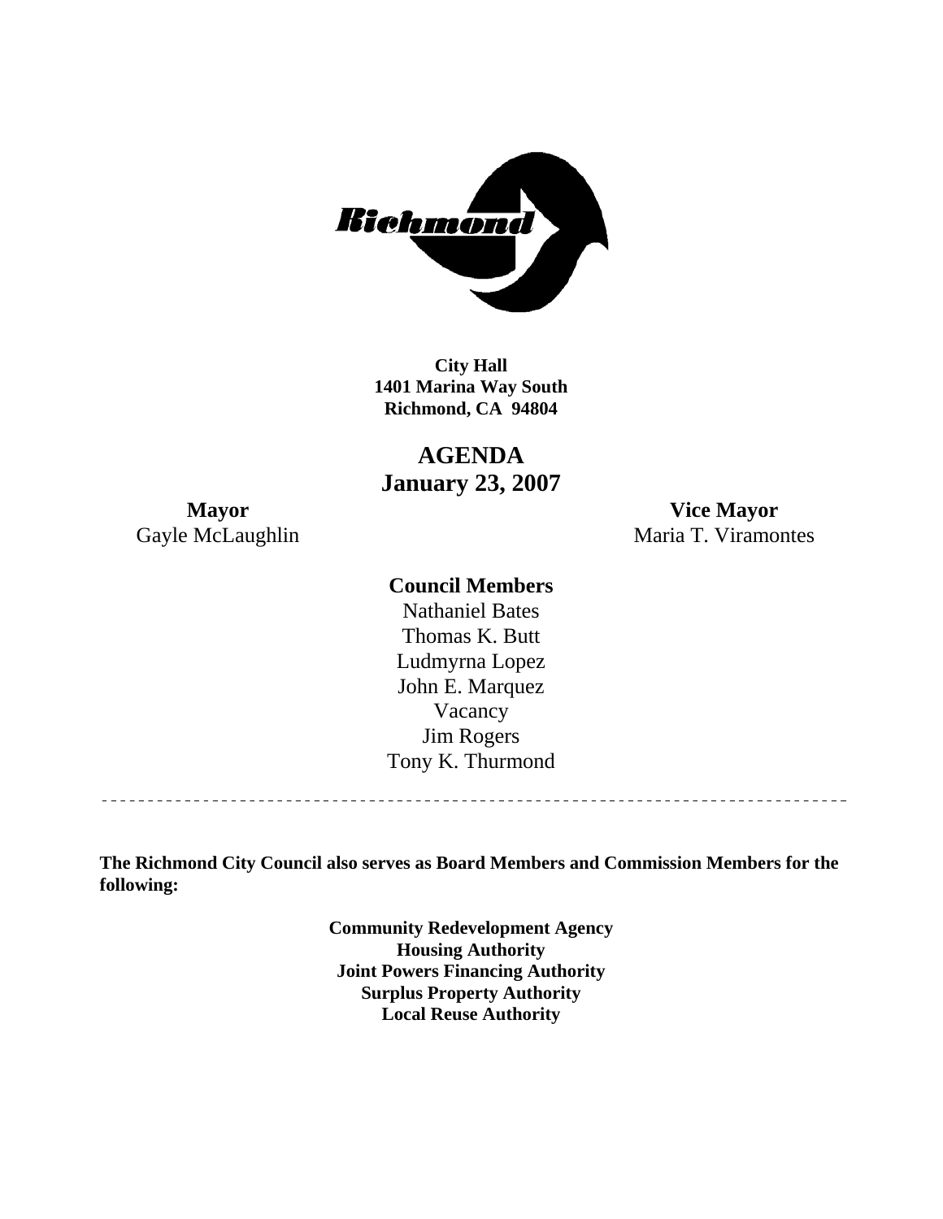**City Hall**
**1401 Marina Way South**
**Richmond, CA 94804**

# AGENDA
## January 23, 2007

**Mayor**
Gayle McLaughlin

**Vice Mayor**
Maria T. Viramontes

**Council Members**
Nathaniel Bates
Thomas K. Butt
Ludmyrna Lopez
John E. Marquez
Vacancy
Jim Rogers
Tony K. Thurmond

---

**The Richmond City Council also serves as Board Members and Commission Members for the following:**

**Community Redevelopment Agency**
**Housing Authority**
**Joint Powers Financing Authority**
**Surplus Property Authority**
**Local Reuse Authority**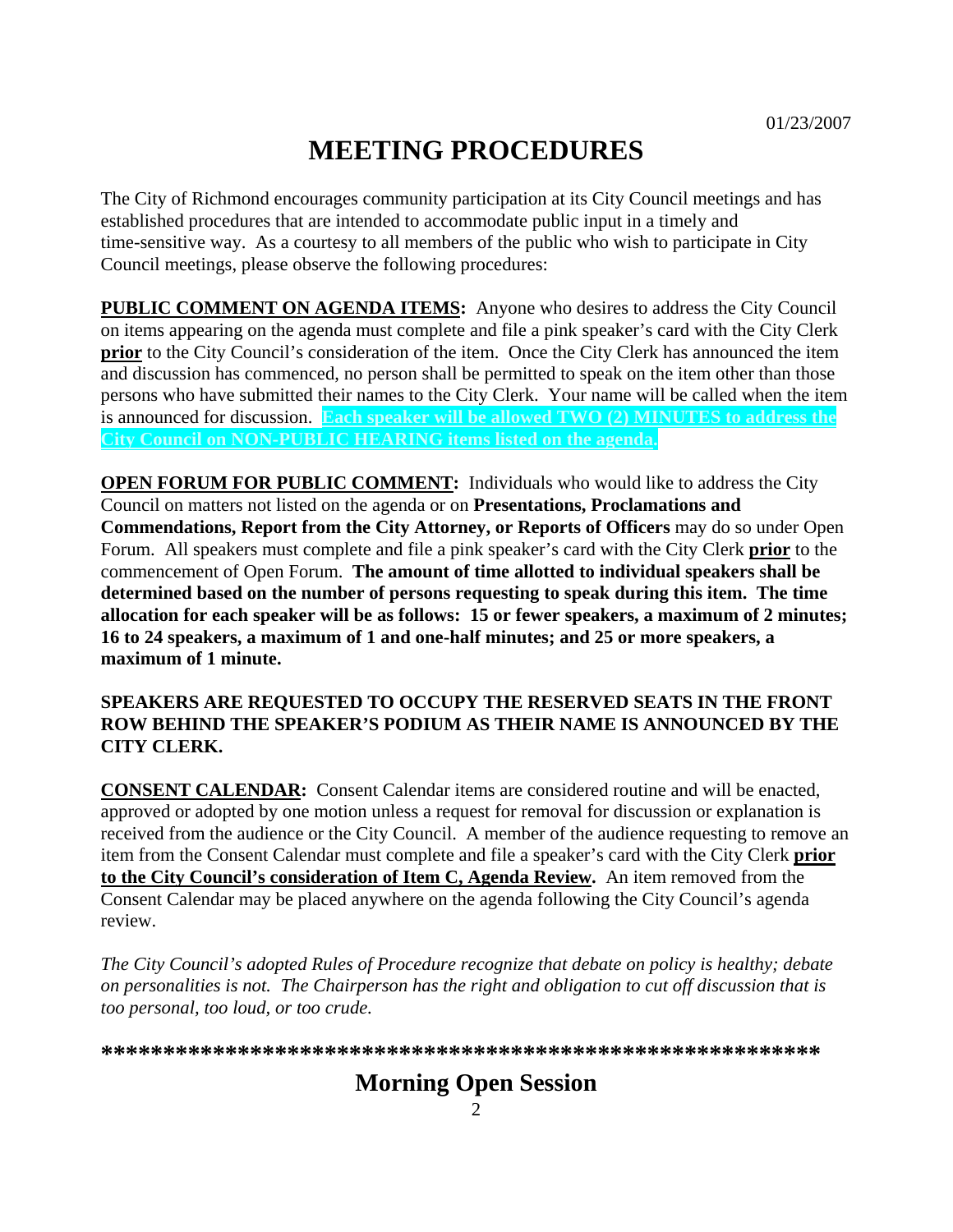01/23/2007

# MEETING PROCEDURES

The City of Richmond encourages community participation at its City Council meetings and has established procedures that are intended to accommodate public input in a timely and time-sensitive way. As a courtesy to all members of the public who wish to participate in City Council meetings, please observe the following procedures:

**PUBLIC COMMENT ON AGENDA ITEMS:** Anyone who desires to address the City Council on items appearing on the agenda must complete and file a pink speaker's card with the City Clerk **prior** to the City Council's consideration of the item. Once the City Clerk has announced the item and discussion has commenced, no person shall be permitted to speak on the item other than those persons who have submitted their names to the City Clerk. Your name will be called when the item is announced for discussion. **Each speaker will be allowed TWO (2) MINUTES to address the City Council on NON-PUBLIC HEARING items listed on the agenda.**

**OPEN FORUM FOR PUBLIC COMMENT:** Individuals who would like to address the City Council on matters not listed on the agenda or on **Presentations, Proclamations and Commendations, Report from the City Attorney, or Reports of Officers** may do so under Open Forum. All speakers must complete and file a pink speaker's card with the City Clerk **prior** to the commencement of Open Forum. **The amount of time allotted to individual speakers shall be determined based on the number of persons requesting to speak during this item. The time allocation for each speaker will be as follows: 15 or fewer speakers, a maximum of 2 minutes; 16 to 24 speakers, a maximum of 1 and one-half minutes; and 25 or more speakers, a maximum of 1 minute.**

**SPEAKERS ARE REQUESTED TO OCCUPY THE RESERVED SEATS IN THE FRONT ROW BEHIND THE SPEAKER'S PODIUM AS THEIR NAME IS ANNOUNCED BY THE CITY CLERK.**

**CONSENT CALENDAR:** Consent Calendar items are considered routine and will be enacted, approved or adopted by one motion unless a request for removal for discussion or explanation is received from the audience or the City Council. A member of the audience requesting to remove an item from the Consent Calendar must complete and file a speaker's card with the City Clerk **prior to the City Council's consideration of Item C, Agenda Review.** An item removed from the Consent Calendar may be placed anywhere on the agenda following the City Council's agenda review.

*The City Council's adopted Rules of Procedure recognize that debate on policy is healthy; debate on personalities is not. The Chairperson has the right and obligation to cut off discussion that is too personal, too loud, or too crude.*

**\*\*\*\*\*\*\*\*\*\*\*\*\*\*\*\*\*\*\*\*\*\*\*\*\*\*\*\*\*\*\*\*\*\*\*\*\*\*\*\*\*\*\*\*\*\*\*\*\*\*\*\*\*\*\*\*\*\*\***

## Morning Open Session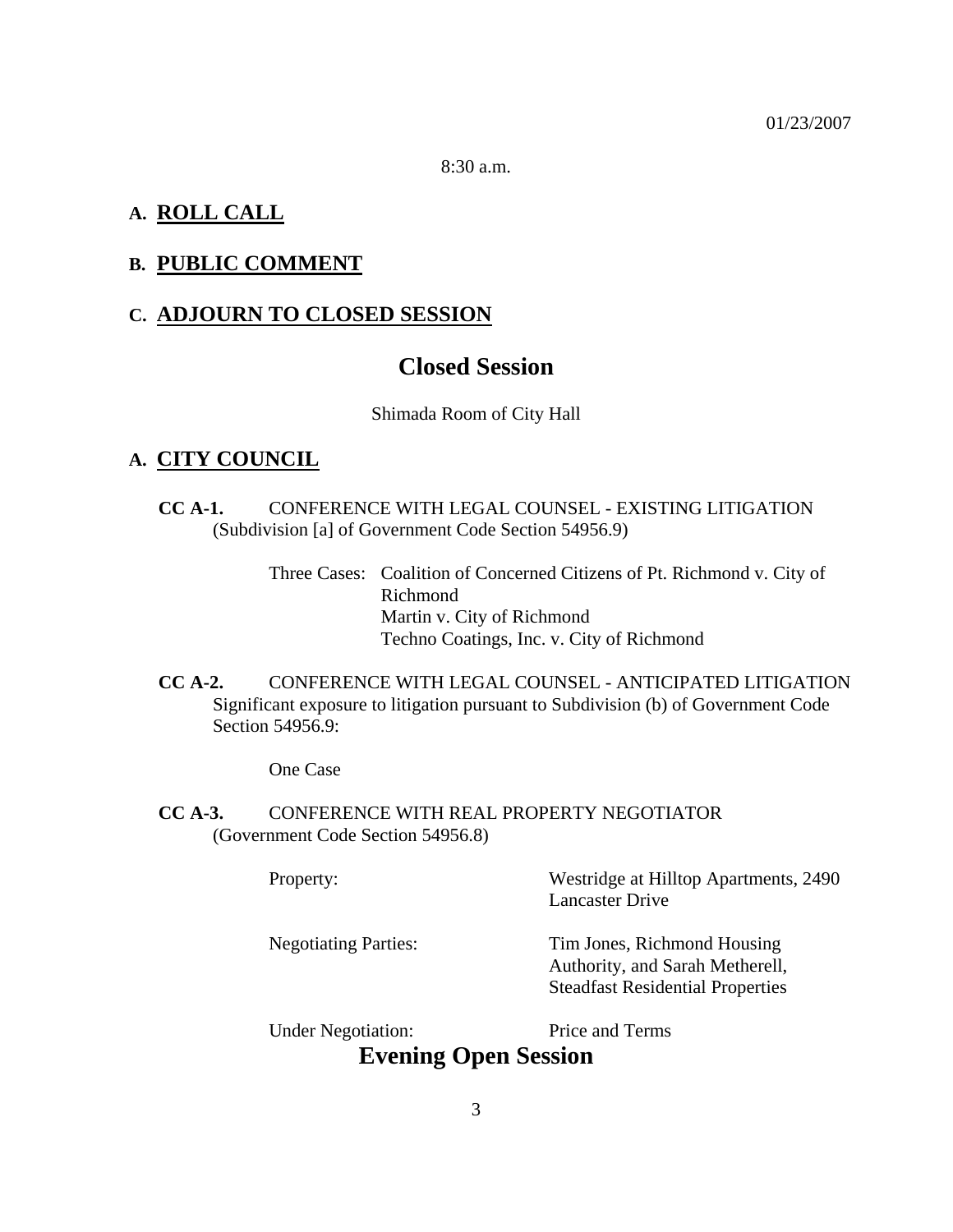01/23/2007

8:30 a.m.

## A. ROLL CALL

## B. PUBLIC COMMENT

## C. ADJOURN TO CLOSED SESSION

# Closed Session

Shimada Room of City Hall

## A. CITY COUNCIL

**CC A-1.** CONFERENCE WITH LEGAL COUNSEL - EXISTING LITIGATION (Subdivision [a] of Government Code Section 54956.9)

Three Cases: Coalition of Concerned Citizens of Pt. Richmond v. City of Richmond
Martin v. City of Richmond
Techno Coatings, Inc. v. City of Richmond

**CC A-2.** CONFERENCE WITH LEGAL COUNSEL - ANTICIPATED LITIGATION Significant exposure to litigation pursuant to Subdivision (b) of Government Code Section 54956.9:

One Case

**CC A-3.** CONFERENCE WITH REAL PROPERTY NEGOTIATOR (Government Code Section 54956.8)

Property: Westridge at Hilltop Apartments, 2490 Lancaster Drive

Negotiating Parties: Tim Jones, Richmond Housing Authority, and Sarah Metherell, Steadfast Residential Properties

Under Negotiation: Price and Terms

# Evening Open Session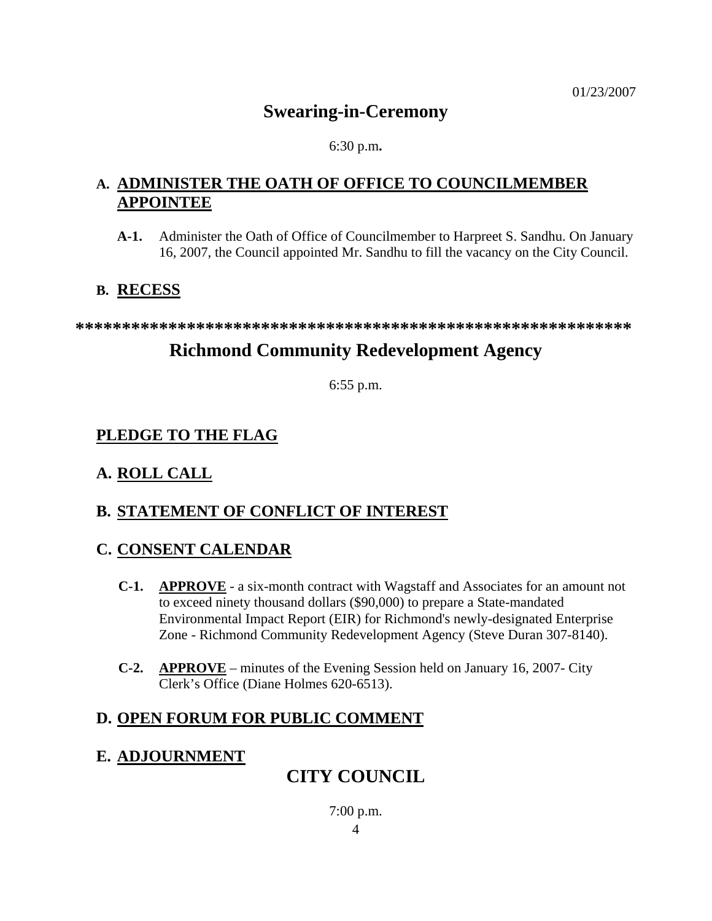01/23/2007

## Swearing-in-Ceremony

6:30 p.m**.**

### A. ADMINISTER THE OATH OF OFFICE TO COUNCILMEMBER APPOINTEE

**A-1.** Administer the Oath of Office of Councilmember to Harpreet S. Sandhu. On January 16, 2007, the Council appointed Mr. Sandhu to fill the vacancy on the City Council.

### B. RECESS

**************************************************************

## Richmond Community Redevelopment Agency

6:55 p.m.

### PLEDGE TO THE FLAG

### A. ROLL CALL

### B. STATEMENT OF CONFLICT OF INTEREST

### C. CONSENT CALENDAR

**C-1.** **APPROVE** - a six-month contract with Wagstaff and Associates for an amount not to exceed ninety thousand dollars ($90,000) to prepare a State-mandated Environmental Impact Report (EIR) for Richmond's newly-designated Enterprise Zone - Richmond Community Redevelopment Agency (Steve Duran 307-8140).

**C-2.** **APPROVE** – minutes of the Evening Session held on January 16, 2007- City Clerk's Office (Diane Holmes 620-6513).

### D. OPEN FORUM FOR PUBLIC COMMENT

### E. ADJOURNMENT

## CITY COUNCIL

7:00 p.m.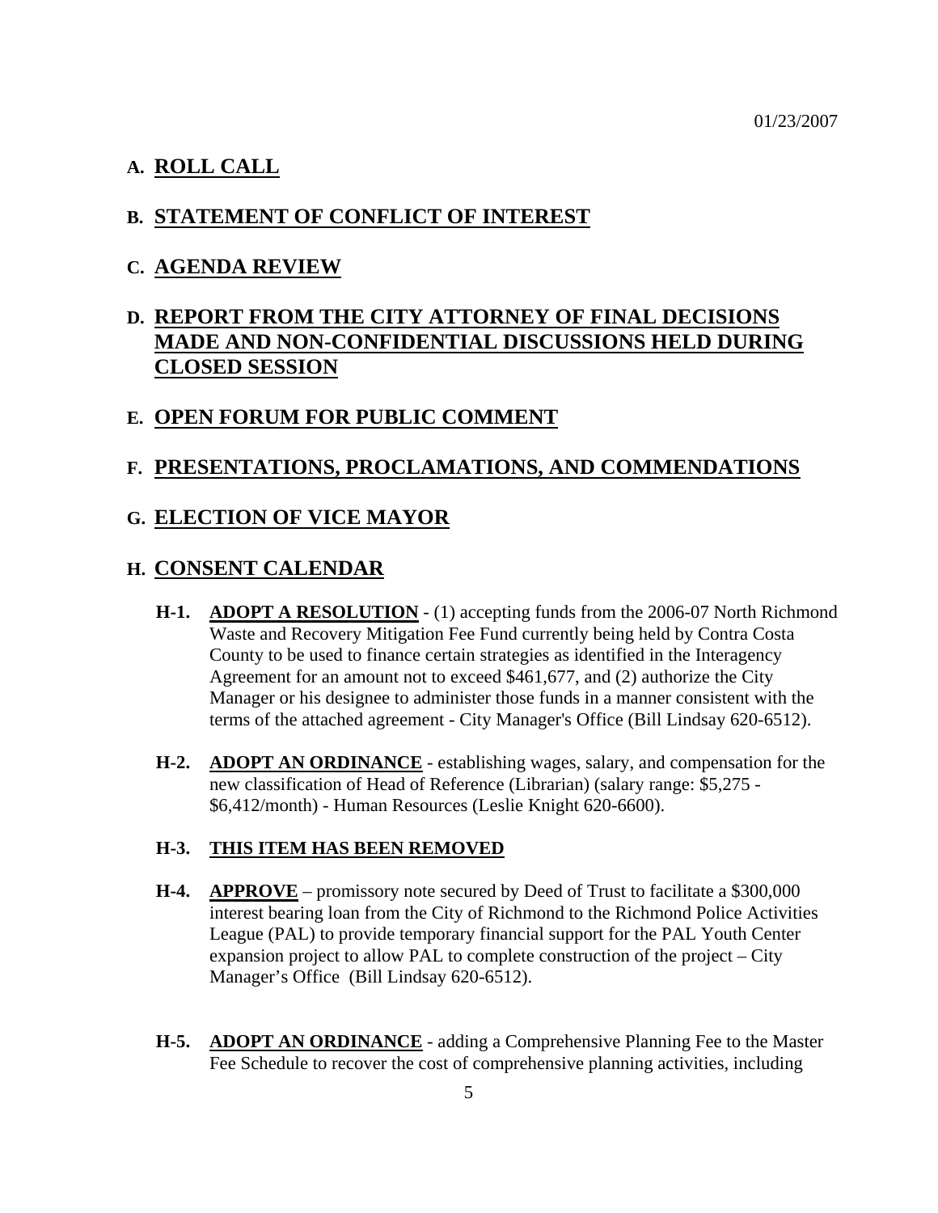01/23/2007

## A. ROLL CALL

## B. STATEMENT OF CONFLICT OF INTEREST

## C. AGENDA REVIEW

## D. REPORT FROM THE CITY ATTORNEY OF FINAL DECISIONS MADE AND NON-CONFIDENTIAL DISCUSSIONS HELD DURING CLOSED SESSION

## E. OPEN FORUM FOR PUBLIC COMMENT

## F. PRESENTATIONS, PROCLAMATIONS, AND COMMENDATIONS

## G. ELECTION OF VICE MAYOR

## H. CONSENT CALENDAR

**H-1.** **ADOPT A RESOLUTION** - (1) accepting funds from the 2006-07 North Richmond Waste and Recovery Mitigation Fee Fund currently being held by Contra Costa County to be used to finance certain strategies as identified in the Interagency Agreement for an amount not to exceed $461,677, and (2) authorize the City Manager or his designee to administer those funds in a manner consistent with the terms of the attached agreement - City Manager's Office (Bill Lindsay 620-6512).

**H-2.** **ADOPT AN ORDINANCE** - establishing wages, salary, and compensation for the new classification of Head of Reference (Librarian) (salary range: $5,275 - $6,412/month) - Human Resources (Leslie Knight 620-6600).

**H-3.** **THIS ITEM HAS BEEN REMOVED**

**H-4.** **APPROVE** – promissory note secured by Deed of Trust to facilitate a $300,000 interest bearing loan from the City of Richmond to the Richmond Police Activities League (PAL) to provide temporary financial support for the PAL Youth Center expansion project to allow PAL to complete construction of the project – City Manager's Office (Bill Lindsay 620-6512).

**H-5.** **ADOPT AN ORDINANCE** - adding a Comprehensive Planning Fee to the Master Fee Schedule to recover the cost of comprehensive planning activities, including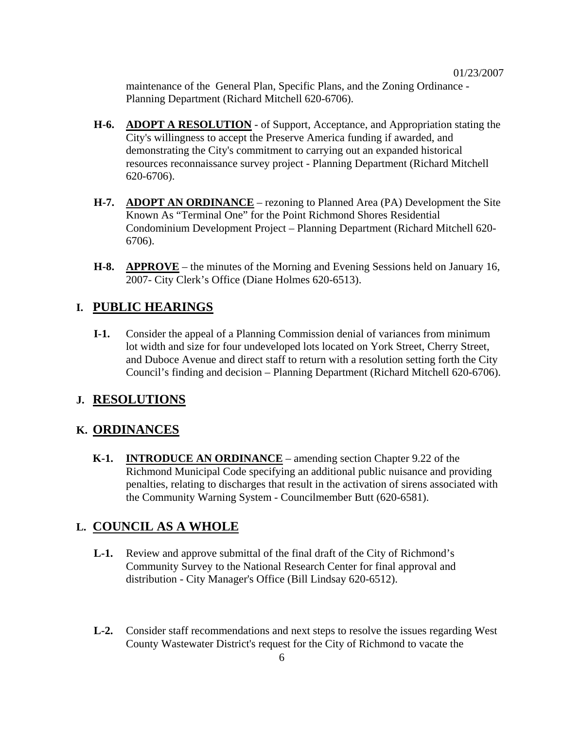maintenance of the General Plan, Specific Plans, and the Zoning Ordinance - Planning Department (Richard Mitchell 620-6706).

**H-6.** **ADOPT A RESOLUTION** - of Support, Acceptance, and Appropriation stating the City's willingness to accept the Preserve America funding if awarded, and demonstrating the City's commitment to carrying out an expanded historical resources reconnaissance survey project - Planning Department (Richard Mitchell 620-6706).

**H-7.** **ADOPT AN ORDINANCE** – rezoning to Planned Area (PA) Development the Site Known As "Terminal One" for the Point Richmond Shores Residential Condominium Development Project – Planning Department (Richard Mitchell 620-6706).

**H-8.** **APPROVE** – the minutes of the Morning and Evening Sessions held on January 16, 2007- City Clerk's Office (Diane Holmes 620-6513).

## I. PUBLIC HEARINGS

**I-1.** Consider the appeal of a Planning Commission denial of variances from minimum lot width and size for four undeveloped lots located on York Street, Cherry Street, and Duboce Avenue and direct staff to return with a resolution setting forth the City Council's finding and decision – Planning Department (Richard Mitchell 620-6706).

## J. RESOLUTIONS

## K. ORDINANCES

**K-1.** **INTRODUCE AN ORDINANCE** – amending section Chapter 9.22 of the Richmond Municipal Code specifying an additional public nuisance and providing penalties, relating to discharges that result in the activation of sirens associated with the Community Warning System - Councilmember Butt (620-6581).

## L. COUNCIL AS A WHOLE

**L-1.** Review and approve submittal of the final draft of the City of Richmond's Community Survey to the National Research Center for final approval and distribution - City Manager's Office (Bill Lindsay 620-6512).

**L-2.** Consider staff recommendations and next steps to resolve the issues regarding West County Wastewater District's request for the City of Richmond to vacate the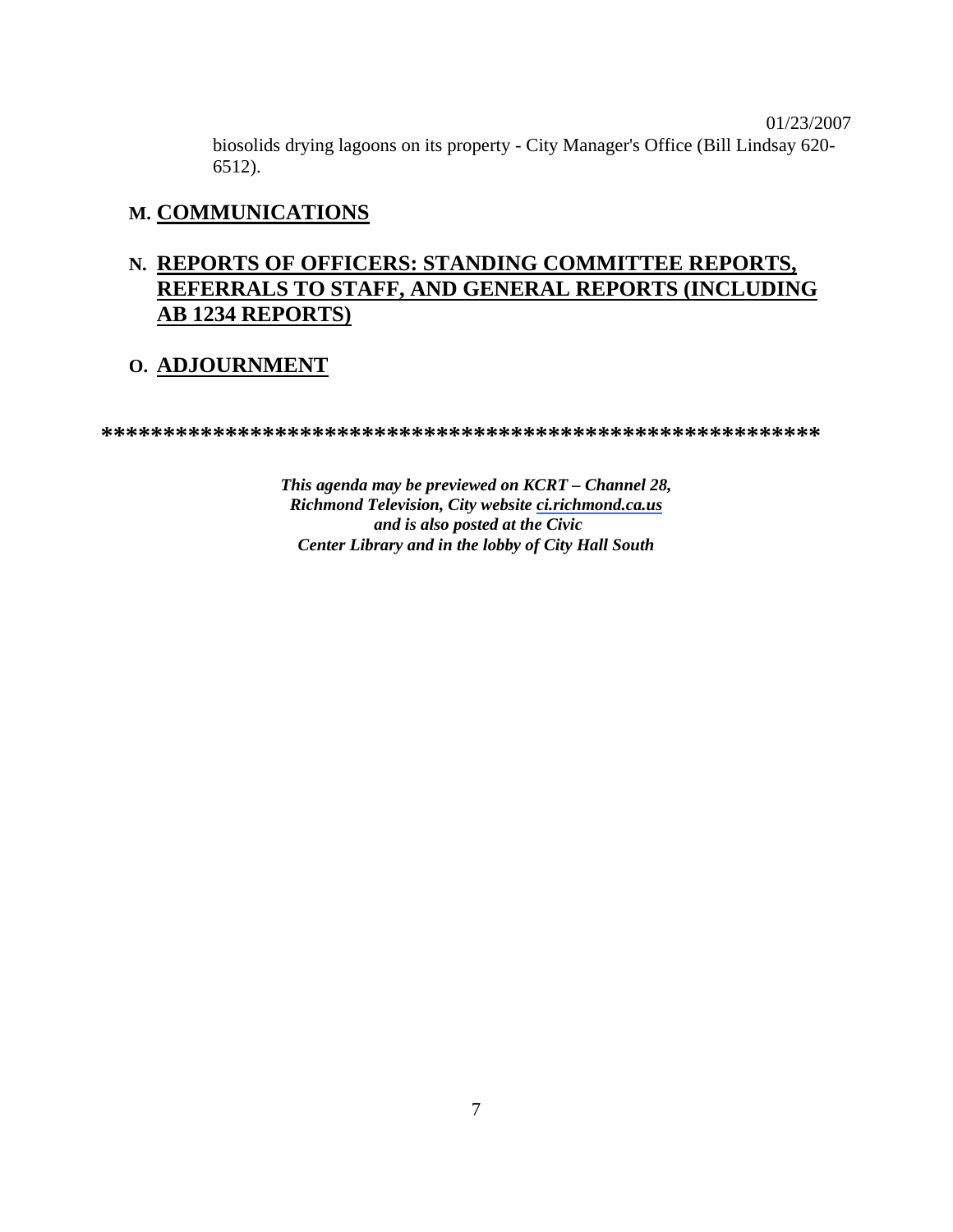biosolids drying lagoons on its property - City Manager's Office (Bill Lindsay 620-6512).

## M. COMMUNICATIONS

## N. REPORTS OF OFFICERS: STANDING COMMITTEE REPORTS, REFERRALS TO STAFF, AND GENERAL REPORTS (INCLUDING AB 1234 REPORTS)

## O. ADJOURNMENT

**************************************************************

***This agenda may be previewed on KCRT – Channel 28, Richmond Television, City website ci.richmond.ca.us and is also posted at the Civic Center Library and in the lobby of City Hall South***